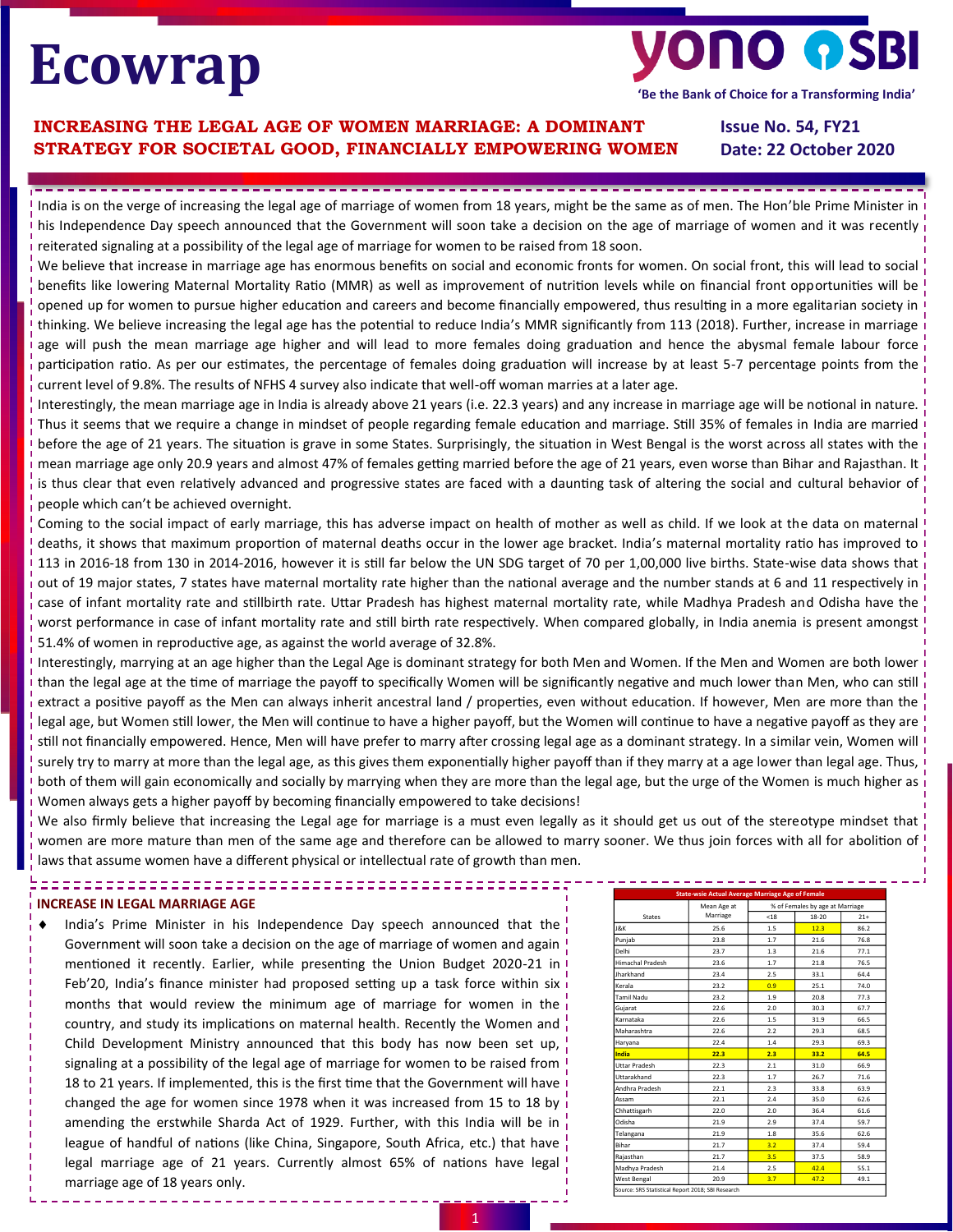# Ecowrap

'Be the Bank of Choice for a Transforming India'

## INCREASING THE LEGAL AGE OF WOMEN MARRIAGE: A DOMINANT STRATEGY FOR SOCIETAL GOOD, FINANCIALLY EMPOWERING WOMEN

**Issue No. 54, FY21**
**Date: 22 October 2020**

India is on the verge of increasing the legal age of marriage of women from 18 years, might be the same as of men. The Hon'ble Prime Minister in his Independence Day speech announced that the Government will soon take a decision on the age of marriage of women and it was recently reiterated signaling at a possibility of the legal age of marriage for women to be raised from 18 soon.

We believe that increase in marriage age has enormous benefits on social and economic fronts for women. On social front, this will lead to social benefits like lowering Maternal Mortality Ratio (MMR) as well as improvement of nutrition levels while on financial front opportunities will be opened up for women to pursue higher education and careers and become financially empowered, thus resulting in a more egalitarian society in thinking. We believe increasing the legal age has the potential to reduce India's MMR significantly from 113 (2018). Further, increase in marriage age will push the mean marriage age higher and will lead to more females doing graduation and hence the abysmal female labour force participation ratio. As per our estimates, the percentage of females doing graduation will increase by at least 5-7 percentage points from the current level of 9.8%. The results of NFHS 4 survey also indicate that well-off woman marries at a later age.

Interestingly, the mean marriage age in India is already above 21 years (i.e. 22.3 years) and any increase in marriage age will be notional in nature. Thus it seems that we require a change in mindset of people regarding female education and marriage. Still 35% of females in India are married before the age of 21 years. The situation is grave in some States. Surprisingly, the situation in West Bengal is the worst across all states with the mean marriage age only 20.9 years and almost 47% of females getting married before the age of 21 years, even worse than Bihar and Rajasthan. It is thus clear that even relatively advanced and progressive states are faced with a daunting task of altering the social and cultural behavior of people which can't be achieved overnight.

Coming to the social impact of early marriage, this has adverse impact on health of mother as well as child. If we look at the data on maternal deaths, it shows that maximum proportion of maternal deaths occur in the lower age bracket. India's maternal mortality ratio has improved to 113 in 2016-18 from 130 in 2014-2016, however it is still far below the UN SDG target of 70 per 1,00,000 live births. State-wise data shows that out of 19 major states, 7 states have maternal mortality rate higher than the national average and the number stands at 6 and 11 respectively in case of infant mortality rate and stillbirth rate. Uttar Pradesh has highest maternal mortality rate, while Madhya Pradesh and Odisha have the worst performance in case of infant mortality rate and still birth rate respectively. When compared globally, in India anemia is present amongst 51.4% of women in reproductive age, as against the world average of 32.8%.

Interestingly, marrying at an age higher than the Legal Age is dominant strategy for both Men and Women. If the Men and Women are both lower than the legal age at the time of marriage the payoff to specifically Women will be significantly negative and much lower than Men, who can still extract a positive payoff as the Men can always inherit ancestral land / properties, even without education. If however, Men are more than the legal age, but Women still lower, the Men will continue to have a higher payoff, but the Women will continue to have a negative payoff as they are still not financially empowered. Hence, Men will have prefer to marry after crossing legal age as a dominant strategy. In a similar vein, Women will surely try to marry at more than the legal age, as this gives them exponentially higher payoff than if they marry at a age lower than legal age. Thus, both of them will gain economically and socially by marrying when they are more than the legal age, but the urge of the Women is much higher as Women always gets a higher payoff by becoming financially empowered to take decisions!

We also firmly believe that increasing the Legal age for marriage is a must even legally as it should get us out of the stereotype mindset that women are more mature than men of the same age and therefore can be allowed to marry sooner. We thus join forces with all for abolition of laws that assume women have a different physical or intellectual rate of growth than men.

### INCREASE IN LEGAL MARRIAGE AGE

- India's Prime Minister in his Independence Day speech announced that the Government will soon take a decision on the age of marriage of women and again mentioned it recently. Earlier, while presenting the Union Budget 2020-21 in Feb'20, India's finance minister had proposed setting up a task force within six months that would review the minimum age of marriage for women in the country, and study its implications on maternal health. Recently the Women and Child Development Ministry announced that this body has now been set up, signaling at a possibility of the legal age of marriage for women to be raised from 18 to 21 years. If implemented, this is the first time that the Government will have changed the age for women since 1978 when it was increased from 15 to 18 by amending the erstwhile Sharda Act of 1929. Further, with this India will be in league of handful of nations (like China, Singapore, South Africa, etc.) that have legal marriage age of 21 years. Currently almost 65% of nations have legal marriage age of 18 years only.

**State-wise Actual Average Marriage Age of Female**

| States | Mean Age at Marriage | % of Females by age at Marriage | | |
|---|---|---|---|---|
| | | <18 | 18-20 | 21+ |
| J&K | 25.6 | 1.5 | 12.3 | 86.2 |
| Punjab | 23.8 | 1.7 | 21.6 | 76.8 |
| Delhi | 23.7 | 1.3 | 21.6 | 77.1 |
| Himachal Pradesh | 23.6 | 1.7 | 21.8 | 76.5 |
| Jharkhand | 23.4 | 2.5 | 33.1 | 64.4 |
| Kerala | 23.2 | 0.9 | 25.1 | 74.0 |
| Tamil Nadu | 23.2 | 1.9 | 20.8 | 77.3 |
| Gujarat | 22.6 | 2.0 | 30.3 | 67.7 |
| Karnataka | 22.6 | 1.5 | 31.9 | 66.5 |
| Maharashtra | 22.6 | 2.2 | 29.3 | 68.5 |
| Haryana | 22.4 | 1.4 | 29.3 | 69.3 |
| **India** | **22.3** | **2.3** | **33.2** | **64.5** |
| Uttar Pradesh | 22.3 | 2.1 | 31.0 | 66.9 |
| Uttarakhand | 22.3 | 1.7 | 26.7 | 71.6 |
| Andhra Pradesh | 22.1 | 2.3 | 33.8 | 63.9 |
| Assam | 22.1 | 2.4 | 35.0 | 62.6 |
| Chhattisgarh | 22.0 | 2.0 | 36.4 | 61.6 |
| Odisha | 21.9 | 2.9 | 37.4 | 59.7 |
| Telangana | 21.9 | 1.8 | 35.6 | 62.6 |
| Bihar | 21.7 | 3.2 | 37.4 | 59.4 |
| Rajasthan | 21.7 | 3.5 | 37.5 | 58.9 |
| Madhya Pradesh | 21.4 | 2.5 | 42.4 | 55.1 |
| West Bengal | 20.9 | 3.7 | 47.2 | 49.1 |

Source: SRS Statistical Report 2018; SBI Research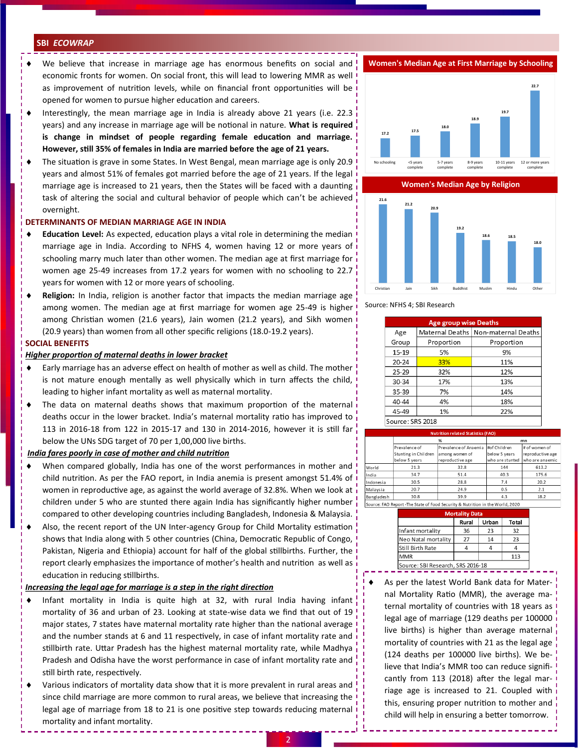- We believe that increase in marriage age has enormous benefits on social and economic fronts for women. On social front, this will lead to lowering MMR as well as improvement of nutrition levels, while on financial front opportunities will be opened for women to pursue higher education and careers.
- Interestingly, the mean marriage age in India is already above 21 years (i.e. 22.3 years) and any increase in marriage age will be notional in nature. **What is required is change in mindset of people regarding female education and marriage. However, still 35% of females in India are married before the age of 21 years.**
- The situation is grave in some States. In West Bengal, mean marriage age is only 20.9 years and almost 51% of females got married before the age of 21 years. If the legal marriage age is increased to 21 years, then the States will be faced with a daunting task of altering the social and cultural behavior of people which can't be achieved overnight.

## DETERMINANTS OF MEDIAN MARRIAGE AGE IN INDIA

- **Education Level:** As expected, education plays a vital role in determining the median marriage age in India. According to NFHS 4, women having 12 or more years of schooling marry much later than other women. The median age at first marriage for women age 25-49 increases from 17.2 years for women with no schooling to 22.7 years for women with 12 or more years of schooling.
- **Religion:** In India, religion is another factor that impacts the median marriage age among women. The median age at first marriage for women age 25-49 is higher among Christian women (21.6 years), Jain women (21.2 years), and Sikh women (20.9 years) than women from all other specific religions (18.0-19.2 years).

## SOCIAL BENEFITS

***Higher proportion of maternal deaths in lower bracket***

- Early marriage has an adverse effect on health of mother as well as child. The mother is not mature enough mentally as well physically which in turn affects the child, leading to higher infant mortality as well as maternal mortality.
- The data on maternal deaths shows that maximum proportion of the maternal deaths occur in the lower bracket. India's maternal mortality ratio has improved to 113 in 2016-18 from 122 in 2015-17 and 130 in 2014-2016, however it is still far below the UNs SDG target of 70 per 1,00,000 live births.

***India fares poorly in case of mother and child nutrition***

- When compared globally, India has one of the worst performances in mother and child nutrition. As per the FAO report, in India anemia is present amongst 51.4% of women in reproductive age, as against the world average of 32.8%. When we look at children under 5 who are stunted there again India has significantly higher number compared to other developing countries including Bangladesh, Indonesia & Malaysia.
- Also, the recent report of the UN Inter-agency Group for Child Mortality estimation shows that India along with 5 other countries (China, Democratic Republic of Congo, Pakistan, Nigeria and Ethiopia) account for half of the global stillbirths. Further, the report clearly emphasizes the importance of mother's health and nutrition as well as education in reducing stillbirths.

***Increasing the legal age for marriage is a step in the right direction***

- Infant mortality in India is quite high at 32, with rural India having infant mortality of 36 and urban of 23. Looking at state-wise data we find that out of 19 major states, 7 states have maternal mortality rate higher than the national average and the number stands at 6 and 11 respectively, in case of infant mortality rate and stillbirth rate. Uttar Pradesh has the highest maternal mortality rate, while Madhya Pradesh and Odisha have the worst performance in case of infant mortality rate and still birth rate, respectively.
- Various indicators of mortality data show that it is more prevalent in rural areas and since child marriage are more common to rural areas, we believe that increasing the legal age of marriage from 18 to 21 is one positive step towards reducing maternal mortality and infant mortality.

**Women's Median Age at First Marriage by Schooling**

| Schooling | Median Age |
|---|---|
| No schooling | 17.2 |
| <5 years complete | 17.5 |
| 5-7 years complete | 18.0 |
| 8-9 years complete | 18.9 |
| 10-11 years complete | 19.7 |
| 12 or more years complete | 22.7 |

**Women's Median Age by Religion**

| Religion | Median Age |
|---|---|
| Christian | 21.6 |
| Jain | 21.2 |
| Sikh | 20.9 |
| Buddhist | 19.2 |
| Muslim | 18.6 |
| Hindu | 18.5 |
| Other | 18.0 |

Source: NFHS 4; SBI Research

**Age group wise Deaths**

| Age Group | Maternal Deaths Proportion | Non-maternal Deaths Proportion |
|---|---|---|
| 15-19 | 5% | 9% |
| 20-24 | 33% | 11% |
| 25-29 | 32% | 12% |
| 30-34 | 17% | 13% |
| 35-39 | 7% | 14% |
| 40-44 | 4% | 18% |
| 45-49 | 1% | 22% |

Source: SRS 2018

**Nutrition related Statistics (FAO)**

| | % | | mn | |
|---|---|---|---|---|
| | Prevalence of Stunting in Children below 5 years | Prevalence of Anaemia among women of reproductive age | # of Children below 5 years who are stunted | # of women of reproductive age who are anaemic |
| World | 21.3 | 32.8 | 144 | 613.2 |
| India | 34.7 | 51.4 | 40.3 | 175.6 |
| Indonesia | 30.5 | 28.8 | 7.4 | 20.2 |
| Malaysia | 20.7 | 24.9 | 0.5 | 2.1 |
| Bangladesh | 30.8 | 39.9 | 4.3 | 18.2 |

Source: FAO Report -The State of Food Security & Nutrition in the World, 2020

**Mortality Data**

| | Rural | Urban | Total |
|---|---|---|---|
| Infant mortality | 36 | 23 | 32 |
| Neo Natal mortality | 27 | 14 | 23 |
| Still Birth Rate | 4 | 4 | 4 |
| MMR | | | 113 |

Source: SBI Research, SRS 2016-18

- As per the latest World Bank data for Maternal Mortality Ratio (MMR), the average maternal mortality of countries with 18 years as legal age of marriage (129 deaths per 100000 live births) is higher than average maternal mortality of countries with 21 as the legal age (124 deaths per 100000 live births). We believe that India's MMR too can reduce significantly from 113 (2018) after the legal marriage age is increased to 21. Coupled with this, ensuring proper nutrition to mother and child will help in ensuring a better tomorrow.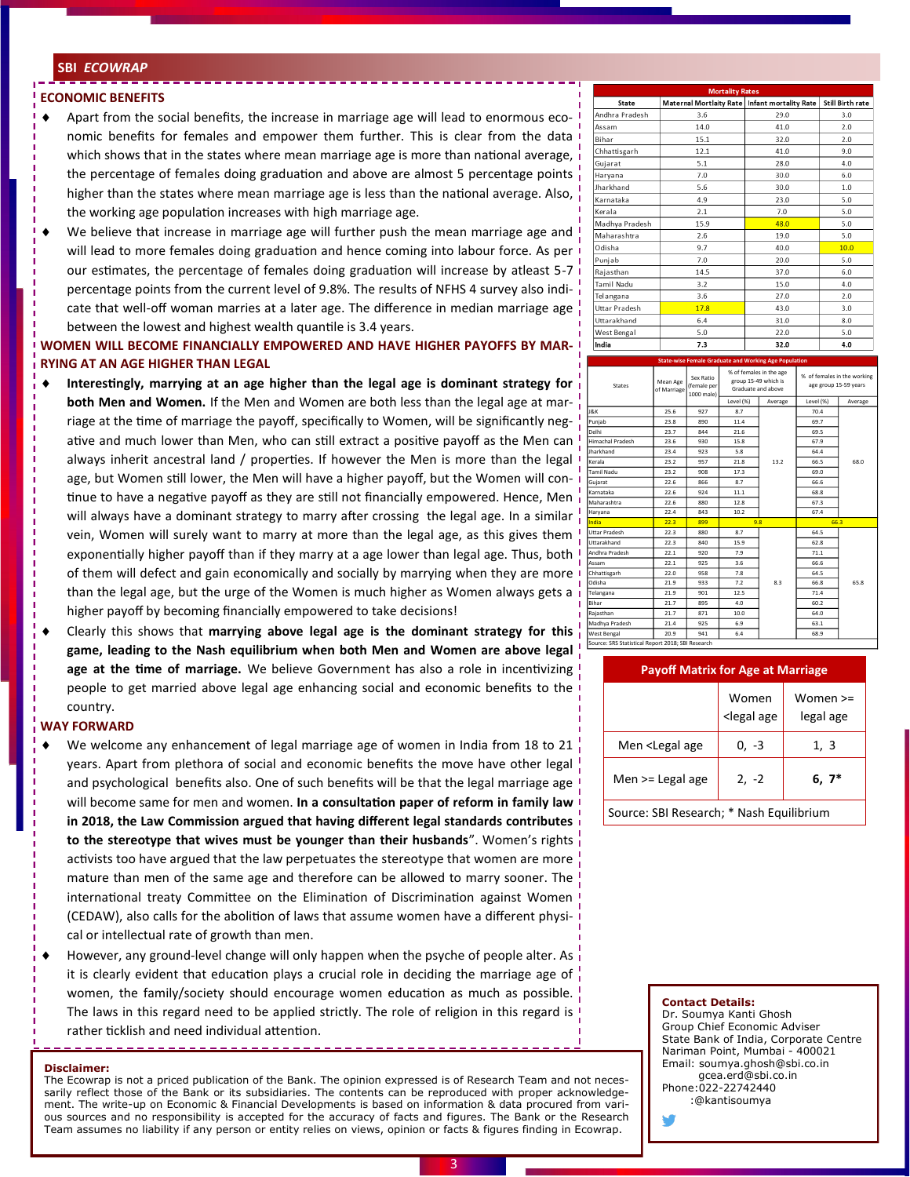## ECONOMIC BENEFITS

- Apart from the social benefits, the increase in marriage age will lead to enormous economic benefits for females and empower them further. This is clear from the data which shows that in the states where mean marriage age is more than national average, the percentage of females doing graduation and above are almost 5 percentage points higher than the states where mean marriage age is less than the national average. Also, the working age population increases with high marriage age.
- We believe that increase in marriage age will further push the mean marriage age and will lead to more females doing graduation and hence coming into labour force. As per our estimates, the percentage of females doing graduation will increase by atleast 5-7 percentage points from the current level of 9.8%. The results of NFHS 4 survey also indicate that well-off woman marries at a later age. The difference in median marriage age between the lowest and highest wealth quantile is 3.4 years.

## WOMEN WILL BECOME FINANCIALLY EMPOWERED AND HAVE HIGHER PAYOFFS BY MARRYING AT AN AGE HIGHER THAN LEGAL

- **Interestingly, marrying at an age higher than the legal age is dominant strategy for both Men and Women.** If the Men and Women are both less than the legal age at marriage at the time of marriage the payoff, specifically to Women, will be significantly negative and much lower than Men, who can still extract a positive payoff as the Men can always inherit ancestral land / properties. If however the Men is more than the legal age, but Women still lower, the Men will have a higher payoff, but the Women will continue to have a negative payoff as they are still not financially empowered. Hence, Men will always have a dominant strategy to marry after crossing the legal age. In a similar vein, Women will surely want to marry at more than the legal age, as this gives them exponentially higher payoff than if they marry at a age lower than legal age. Thus, both of them will defect and gain economically and socially by marrying when they are more than the legal age, but the urge of the Women is much higher as Women always gets a higher payoff by becoming financially empowered to take decisions!
- Clearly this shows that **marrying above legal age is the dominant strategy for this game, leading to the Nash equilibrium when both Men and Women are above legal age at the time of marriage.** We believe Government has also a role in incentivizing people to get married above legal age enhancing social and economic benefits to the country.

## WAY FORWARD

- We welcome any enhancement of legal marriage age of women in India from 18 to 21 years. Apart from plethora of social and economic benefits the move have other legal and psychological benefits also. One of such benefits will be that the legal marriage age will become same for men and women. **In a consultation paper of reform in family law in 2018, the Law Commission argued that having different legal standards contributes to the stereotype that wives must be younger than their husbands**". Women's rights activists too have argued that the law perpetuates the stereotype that women are more mature than men of the same age and therefore can be allowed to marry sooner. The international treaty Committee on the Elimination of Discrimination against Women (CEDAW), also calls for the abolition of laws that assume women have a different physical or intellectual rate of growth than men.
- However, any ground-level change will only happen when the psyche of people alter. As it is clearly evident that education plays a crucial role in deciding the marriage age of women, the family/society should encourage women education as much as possible. The laws in this regard need to be applied strictly. The role of religion in this regard is rather ticklish and need individual attention.

**Mortality Rates**

| State | Maternal Mortlaity Rate | Infant mortality Rate | Still Birth rate |
|---|---|---|---|
| Andhra Pradesh | 3.6 | 29.0 | 3.0 |
| Assam | 14.0 | 41.0 | 2.0 |
| Bihar | 15.1 | 32.0 | 2.0 |
| Chhattisgarh | 12.1 | 41.0 | 9.0 |
| Gujarat | 5.1 | 28.0 | 4.0 |
| Haryana | 7.0 | 30.0 | 6.0 |
| Jharkhand | 5.6 | 30.0 | 1.0 |
| Karnataka | 4.9 | 23.0 | 5.0 |
| Kerala | 2.1 | 7.0 | 5.0 |
| Madhya Pradesh | 15.9 | 48.0 | 5.0 |
| Maharashtra | 2.6 | 19.0 | 5.0 |
| Odisha | 9.7 | 40.0 | 10.0 |
| Punjab | 7.0 | 20.0 | 5.0 |
| Rajasthan | 14.5 | 37.0 | 6.0 |
| Tamil Nadu | 3.2 | 15.0 | 4.0 |
| Telangana | 3.6 | 27.0 | 2.0 |
| Uttar Pradesh | 17.8 | 43.0 | 3.0 |
| Uttarakhand | 6.4 | 31.0 | 8.0 |
| West Bengal | 5.0 | 22.0 | 5.0 |
| **India** | **7.3** | **32.0** | **4.0** |

**State-wise Female Graduate and Working Age Population**

| States | Mean Age of Marriage | Sex Ratio (female per 1000 male) | % of females in the age group 15-49 which is Graduate and above | | % of females in the working age group 15-59 years | |
|---|---|---|---|---|---|---|
| | | | Level (%) | Average | Level (%) | Average |
| J&K | 25.6 | 927 | 8.7 | 13.2 | 70.4 | 68.0 |
| Punjab | 23.8 | 890 | 11.4 | | 69.7 | |
| Delhi | 23.7 | 844 | 21.6 | | 69.5 | |
| Himachal Pradesh | 23.6 | 930 | 15.8 | | 67.9 | |
| Jharkhand | 23.4 | 923 | 5.8 | | 64.4 | |
| Kerala | 23.2 | 957 | 21.8 | | 66.5 | |
| Tamil Nadu | 23.2 | 908 | 17.3 | | 69.0 | |
| Gujarat | 22.6 | 866 | 8.7 | | 66.6 | |
| Karnataka | 22.6 | 924 | 11.1 | | 68.8 | |
| Maharashtra | 22.6 | 880 | 12.8 | | 67.3 | |
| Haryana | 22.4 | 843 | 10.2 | | 67.4 | |
| India | 22.3 | 899 | 9.8 | | 66.3 | |
| Uttar Pradesh | 22.3 | 880 | 8.7 | 8.3 | 64.5 | 65.8 |
| Uttarakhand | 22.3 | 840 | 15.9 | | 62.8 | |
| Andhra Pradesh | 22.1 | 920 | 7.9 | | 71.1 | |
| Assam | 22.1 | 925 | 3.6 | | 66.6 | |
| Chhattisgarh | 22.0 | 958 | 7.8 | | 64.5 | |
| Odisha | 21.9 | 933 | 7.2 | | 66.8 | |
| Telangana | 21.9 | 901 | 12.5 | | 71.4 | |
| Bihar | 21.7 | 895 | 4.0 | | 60.2 | |
| Rajasthan | 21.7 | 871 | 10.0 | | 64.0 | |
| Madhya Pradesh | 21.4 | 925 | 6.9 | | 63.1 | |
| West Bengal | 20.9 | 941 | 6.4 | | 68.9 | |

Source: SRS Statistical Report 2018; SBI Research

**Payoff Matrix for Age at Marriage**

| | Women <legal age | Women >= legal age |
|---|---|---|
| Men <Legal age | 0, -3 | 1, 3 |
| Men >= Legal age | 2, -2 | **6, 7*** |

Source: SBI Research; * Nash Equilibrium

**Disclaimer:**
The Ecowrap is not a priced publication of the Bank. The opinion expressed is of Research Team and not necessarily reflect those of the Bank or its subsidiaries. The contents can be reproduced with proper acknowledgement. The write-up on Economic & Financial Developments is based on information & data procured from various sources and no responsibility is accepted for the accuracy of facts and figures. The Bank or the Research Team assumes no liability if any person or entity relies on views, opinion or facts & figures finding in Ecowrap.

**Contact Details:**
Dr. Soumya Kanti Ghosh
Group Chief Economic Adviser
State Bank of India, Corporate Centre
Nariman Point, Mumbai - 400021
Email: soumya.ghosh@sbi.co.in
gcea.erd@sbi.co.in
Phone:022-22742440
:@kantisoumya